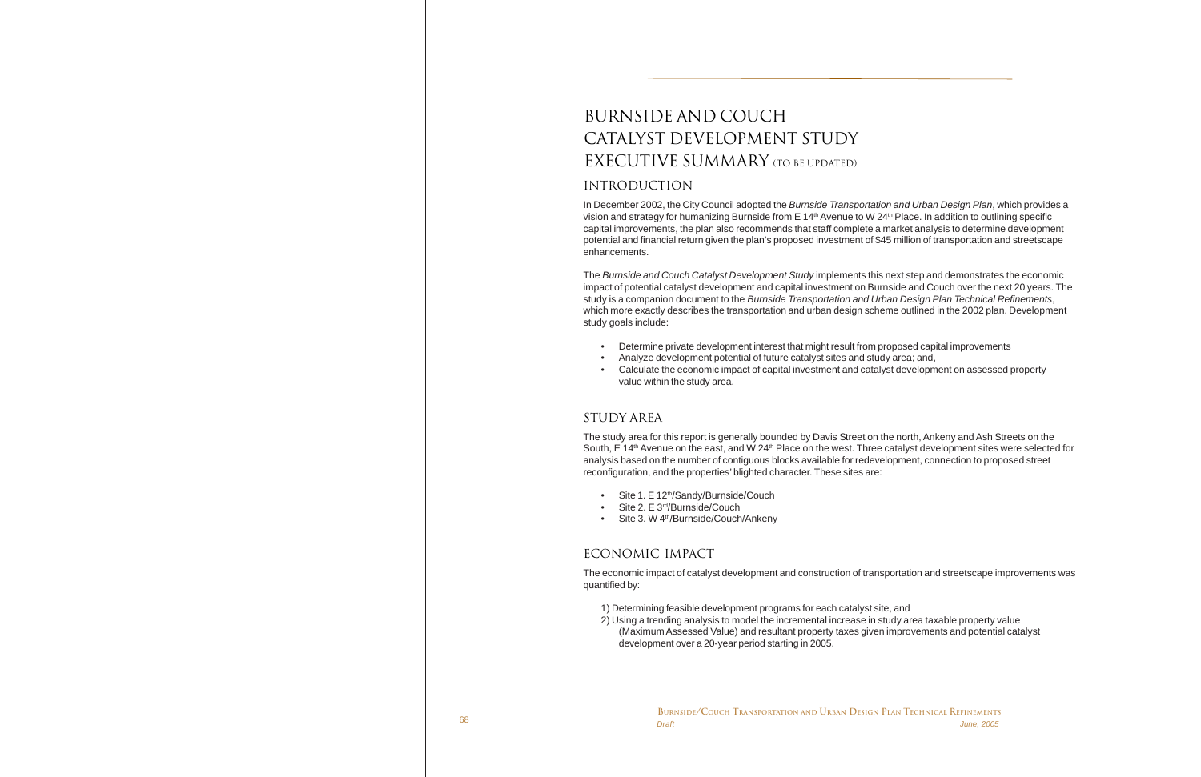# BURNSIDE AND COUCH CATALYST DEVELOPMENT STUDY EXECUTIVE SUMMARY (TO BE UPDATED)

## INTRODUCTION

In December 2002, the City Council adopted the *Burnside Transportation and Urban Design Plan*, which provides a vision and strategy for humanizing Burnside from E 14th Avenue to W 24th Place. In addition to outlining specific capital improvements, the plan also recommends that staff complete a market analysis to determine development potential and financial return given the plan's proposed investment of $45 million of transportation and streetscape enhancements.

The *Burnside and Couch Catalyst Development Study* implements this next step and demonstrates the economic impact of potential catalyst development and capital investment on Burnside and Couch over the next 20 years. The study is a companion document to the *Burnside Transportation and Urban Design Plan Technical Refinements*, which more exactly describes the transportation and urban design scheme outlined in the 2002 plan. Development study goals include:

- Determine private development interest that might result from proposed capital improvements
- Analyze development potential of future catalyst sites and study area; and,
- Calculate the economic impact of capital investment and catalyst development on assessed property value within the study area.

## STUDY AREA

The study area for this report is generally bounded by Davis Street on the north, Ankeny and Ash Streets on the South, E 14th Avenue on the east, and W 24th Place on the west. Three catalyst development sites were selected for analysis based on the number of contiguous blocks available for redevelopment, connection to proposed street reconfiguration, and the properties' blighted character. These sites are:

- Site 1. E 12th/Sandy/Burnside/Couch
- Site 2. E 3rd/Burnside/Couch
- Site 3. W 4th/Burnside/Couch/Ankeny

## ECONOMIC IMPACT

The economic impact of catalyst development and construction of transportation and streetscape improvements was quantified by:

1) Determining feasible development programs for each catalyst site, and
2) Using a trending analysis to model the incremental increase in study area taxable property value (Maximum Assessed Value) and resultant property taxes given improvements and potential catalyst development over a 20-year period starting in 2005.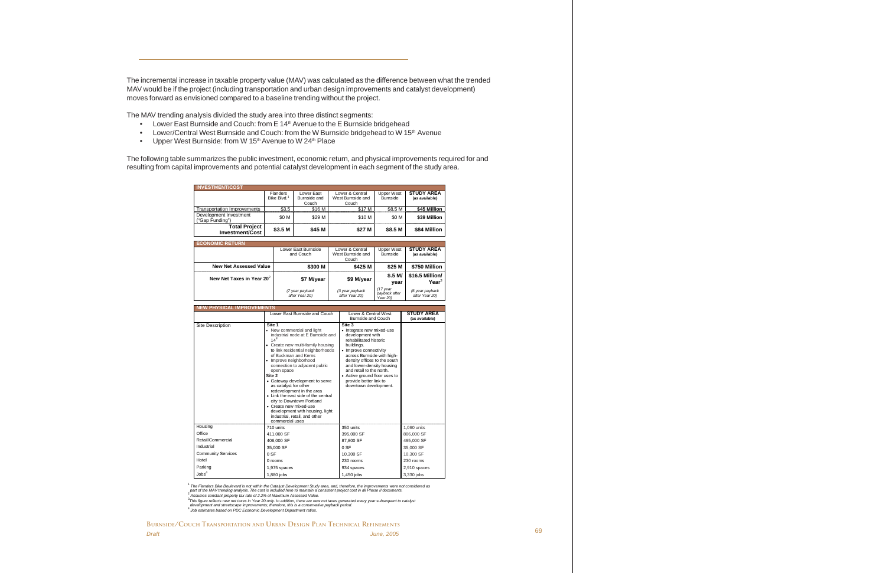The incremental increase in taxable property value (MAV) was calculated as the difference between what the trended MAV would be if the project (including transportation and urban design improvements and catalyst development) moves forward as envisioned compared to a baseline trending without the project.

The MAV trending analysis divided the study area into three distinct segments:

- Lower East Burnside and Couch: from E 14th Avenue to the E Burnside bridgehead
- Lower/Central West Burnside and Couch: from the W Burnside bridgehead to W 15th Avenue
- Upper West Burnside: from W 15th Avenue to W 24th Place

The following table summarizes the public investment, economic return, and physical improvements required for and resulting from capital improvements and potential catalyst development in each segment of the study area.

| INVESTMENT/COST | Flanders Bike Blvd.[1] | Lower East Burnside and Couch | Lower & Central West Burnside and Couch | Upper West Burnside | STUDY AREA (as available) |
|---|---|---|---|---|---|
| Transportation Improvements | $3.5 | $16 M | $17 M | $8.5 M | $45 Million |
| Development Investment ("Gap Funding") | $0 M | $29 M | $10 M | $0 M | $39 Million |
| **Total Project Investment/Cost** | **$3.5 M** | **$45 M** | **$27 M** | **$8.5 M** | **$84 Million** |

| ECONOMIC RETURN | Lower East Burnside and Couch | Lower & Central West Burnside and Couch | Upper West Burnside | STUDY AREA (as available) |
|---|---|---|---|---|
| **New Net Assessed Value** | **$300 M** | **$425 M** | **$25 M** | **$750 Million** |
| **New Net Taxes in Year 20**[2] | **$7 M/year** *(7 year payback after Year 20)* | **$9 M/year** *(3 year payback after Year 20)* | **$.5 M/ year** *(17 year payback after Year 20)* | **$16.5 Million/ Year**[3] *(6 year payback after Year 20)* |

| NEW PHYSICAL IMPROVEMENTS | Lower East Burnside and Couch | Lower & Central West Burnside and Couch | STUDY AREA (as available) |
|---|---|---|---|
| Site Description | **Site 1** • New commercial and light industrial node at E Burnside and 14th • Create new multi-family housing to link residential neighborhoods of Buckman and Kerns • Improve neighborhood connection to adjacent public open space **Site 2** • Gateway development to serve as catalyst for other redevelopment in the area • Link the east side of the central city to Downtown Portland • Create new mixed-use development with housing, light industrial, retail, and other commercial uses | **Site 3** • Integrate new mixed-use development with rehabilitated historic buildings. • Improve connectivity across Burnside with high-density offices to the south and lower-density housing and retail to the north. • Active ground floor uses to provide better link to downtown development. | |
| Housing | 710 units | 350 units | 1,060 units |
| Office | 411,000 SF | 395,000 SF | 806,000 SF |
| Retail/Commercial | 406,000 SF | 87,800 SF | 495,000 SF |
| Industrial | 35,000 SF | 0 SF | 35,000 SF |
| Community Services | 0 SF | 10,300 SF | 10,300 SF |
| Hotel | 0 rooms | 230 rooms | 230 rooms |
| Parking | 1,975 spaces | 934 spaces | 2,910 spaces |
| Jobs[4] | 1,880 jobs | 1,450 jobs | 3,330 jobs |

[1] *The Flanders Bike Boulevard is not within the Catalyst Development Study area, and, therefore, the improvements were not considered as part of the MAV trending analysis. The cost is included here to maintain a consistent project cost in all Phase II documents.*
[2] *Assumes constant property tax rate of 2.2% of Maximum Assessed Value.*
[3] *This figure reflects new net taxes in Year 20 only. In addition, there are new net taxes generated every year subsequent to catalyst development and streetscape improvements; therefore, this is a conservative payback period.*
[4] *Job estimates based on PDC Economic Development Department ratios.*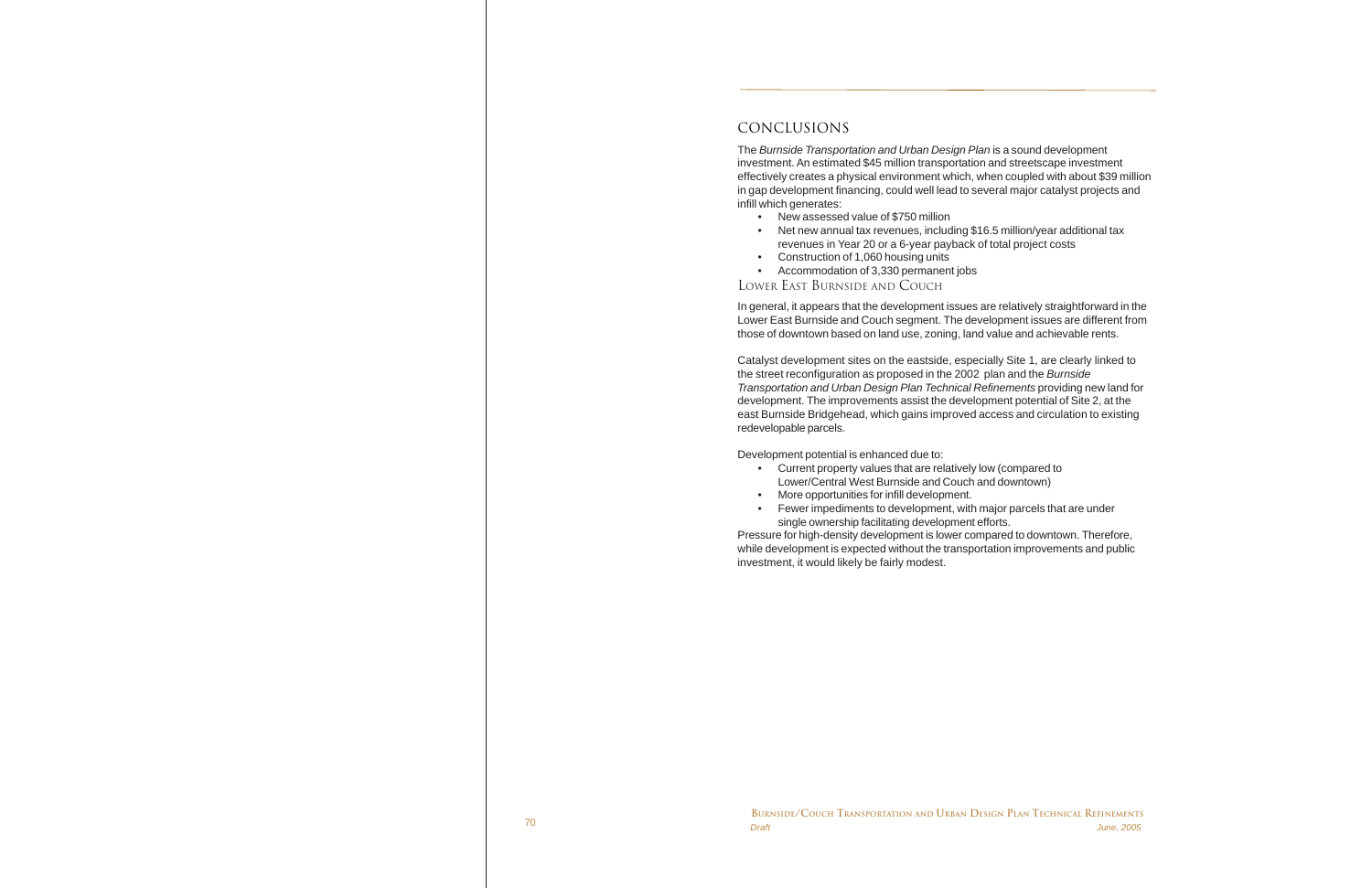## CONCLUSIONS

The *Burnside Transportation and Urban Design Plan* is a sound development investment. An estimated $45 million transportation and streetscape investment effectively creates a physical environment which, when coupled with about $39 million in gap development financing, could well lead to several major catalyst projects and infill which generates:

- New assessed value of $750 million
- Net new annual tax revenues, including $16.5 million/year additional tax revenues in Year 20 or a 6-year payback of total project costs
- Construction of 1,060 housing units
- Accommodation of 3,330 permanent jobs

### Lower East Burnside and Couch

In general, it appears that the development issues are relatively straightforward in the Lower East Burnside and Couch segment. The development issues are different from those of downtown based on land use, zoning, land value and achievable rents.

Catalyst development sites on the eastside, especially Site 1, are clearly linked to the street reconfiguration as proposed in the 2002 plan and the *Burnside Transportation and Urban Design Plan Technical Refinements* providing new land for development. The improvements assist the development potential of Site 2, at the east Burnside Bridgehead, which gains improved access and circulation to existing redevelopable parcels.

Development potential is enhanced due to:

- Current property values that are relatively low (compared to Lower/Central West Burnside and Couch and downtown)
- More opportunities for infill development.
- Fewer impediments to development, with major parcels that are under single ownership facilitating development efforts.

Pressure for high-density development is lower compared to downtown. Therefore, while development is expected without the transportation improvements and public investment, it would likely be fairly modest.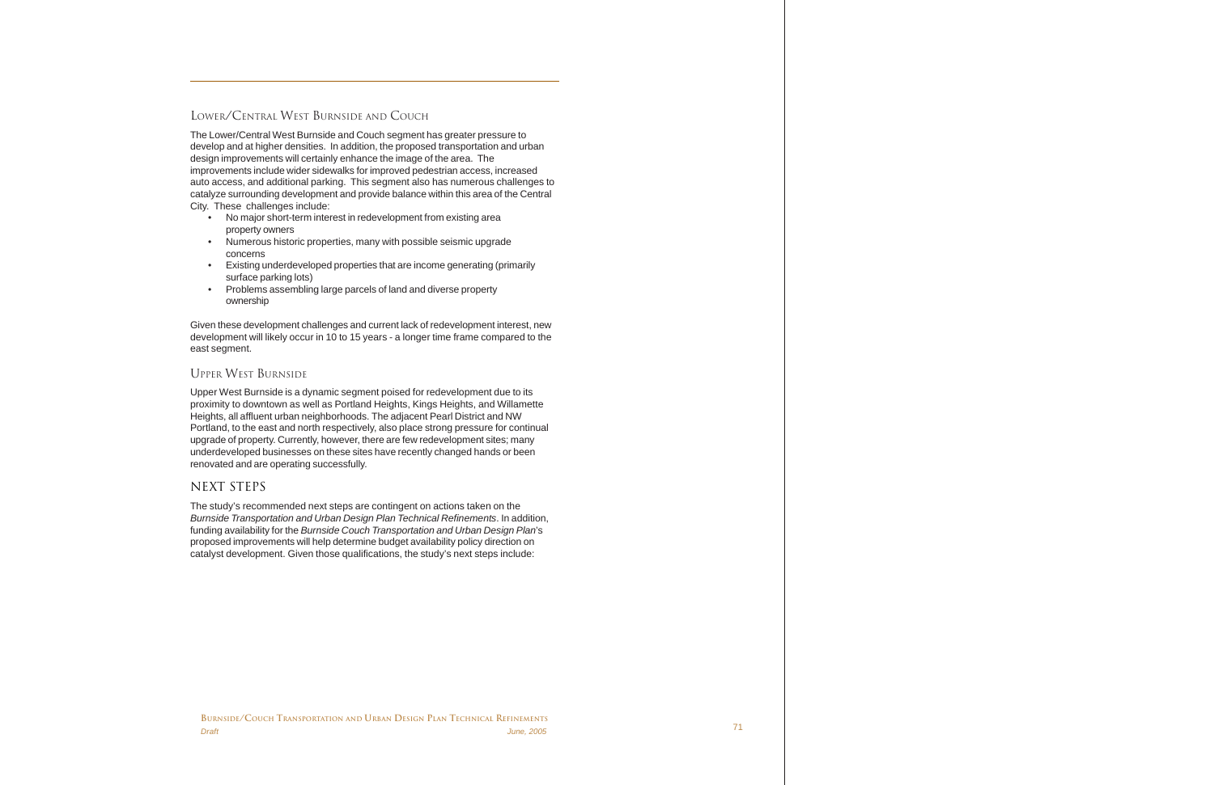### Lower/Central West Burnside and Couch

The Lower/Central West Burnside and Couch segment has greater pressure to develop and at higher densities. In addition, the proposed transportation and urban design improvements will certainly enhance the image of the area. The improvements include wider sidewalks for improved pedestrian access, increased auto access, and additional parking. This segment also has numerous challenges to catalyze surrounding development and provide balance within this area of the Central City. These challenges include:

- No major short-term interest in redevelopment from existing area property owners
- Numerous historic properties, many with possible seismic upgrade concerns
- Existing underdeveloped properties that are income generating (primarily surface parking lots)
- Problems assembling large parcels of land and diverse property ownership

Given these development challenges and current lack of redevelopment interest, new development will likely occur in 10 to 15 years - a longer time frame compared to the east segment.

### Upper West Burnside

Upper West Burnside is a dynamic segment poised for redevelopment due to its proximity to downtown as well as Portland Heights, Kings Heights, and Willamette Heights, all affluent urban neighborhoods. The adjacent Pearl District and NW Portland, to the east and north respectively, also place strong pressure for continual upgrade of property. Currently, however, there are few redevelopment sites; many underdeveloped businesses on these sites have recently changed hands or been renovated and are operating successfully.

## NEXT STEPS

The study's recommended next steps are contingent on actions taken on the *Burnside Transportation and Urban Design Plan Technical Refinements*. In addition, funding availability for the *Burnside Couch Transportation and Urban Design Plan*'s proposed improvements will help determine budget availability policy direction on catalyst development. Given those qualifications, the study's next steps include: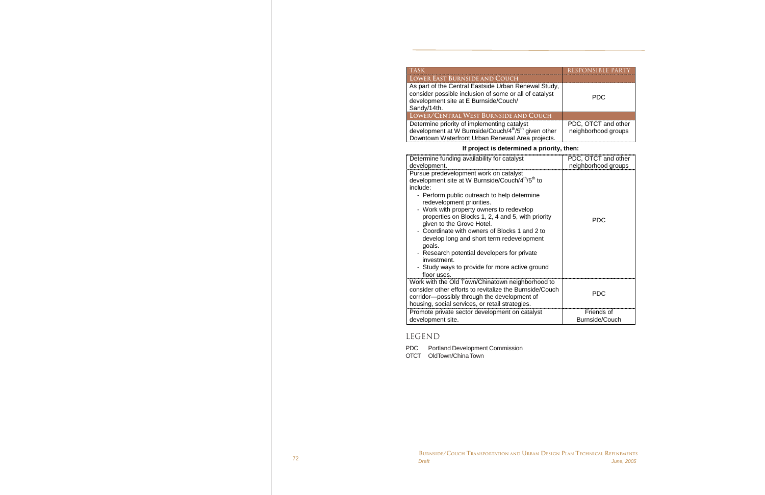| TASK | RESPONSIBLE PARTY |
|---|---|
| **LOWER EAST BURNSIDE AND COUCH** | |
| As part of the Central Eastside Urban Renewal Study, consider possible inclusion of some or all of catalyst development site at E Burnside/Couch/ Sandy/14th. | PDC |
| **LOWER/CENTRAL WEST BURNSIDE AND COUCH** | |
| Determine priority of implementing catalyst development at W Burnside/Couch/4th/5th given other Downtown Waterfront Urban Renewal Area projects. | PDC, OTCT and other neighborhood groups |
| **If project is determined a priority, then:** | |
| Determine funding availability for catalyst development. | PDC, OTCT and other neighborhood groups |
| Pursue predevelopment work on catalyst development site at W Burnside/Couch/4th/5th to include:<br>- Perform public outreach to help determine redevelopment priorities.<br>- Work with property owners to redevelop properties on Blocks 1, 2, 4 and 5, with priority given to the Grove Hotel.<br>- Coordinate with owners of Blocks 1 and 2 to develop long and short term redevelopment goals.<br>- Research potential developers for private investment.<br>- Study ways to provide for more active ground floor uses. | PDC |
| Work with the Old Town/Chinatown neighborhood to consider other efforts to revitalize the Burnside/Couch corridor—possibly through the development of housing, social services, or retail strategies. | PDC |
| Promote private sector development on catalyst development site. | Friends of Burnside/Couch |

## LEGEND

PDC Portland Development Commission

OTCT OldTown/China Town